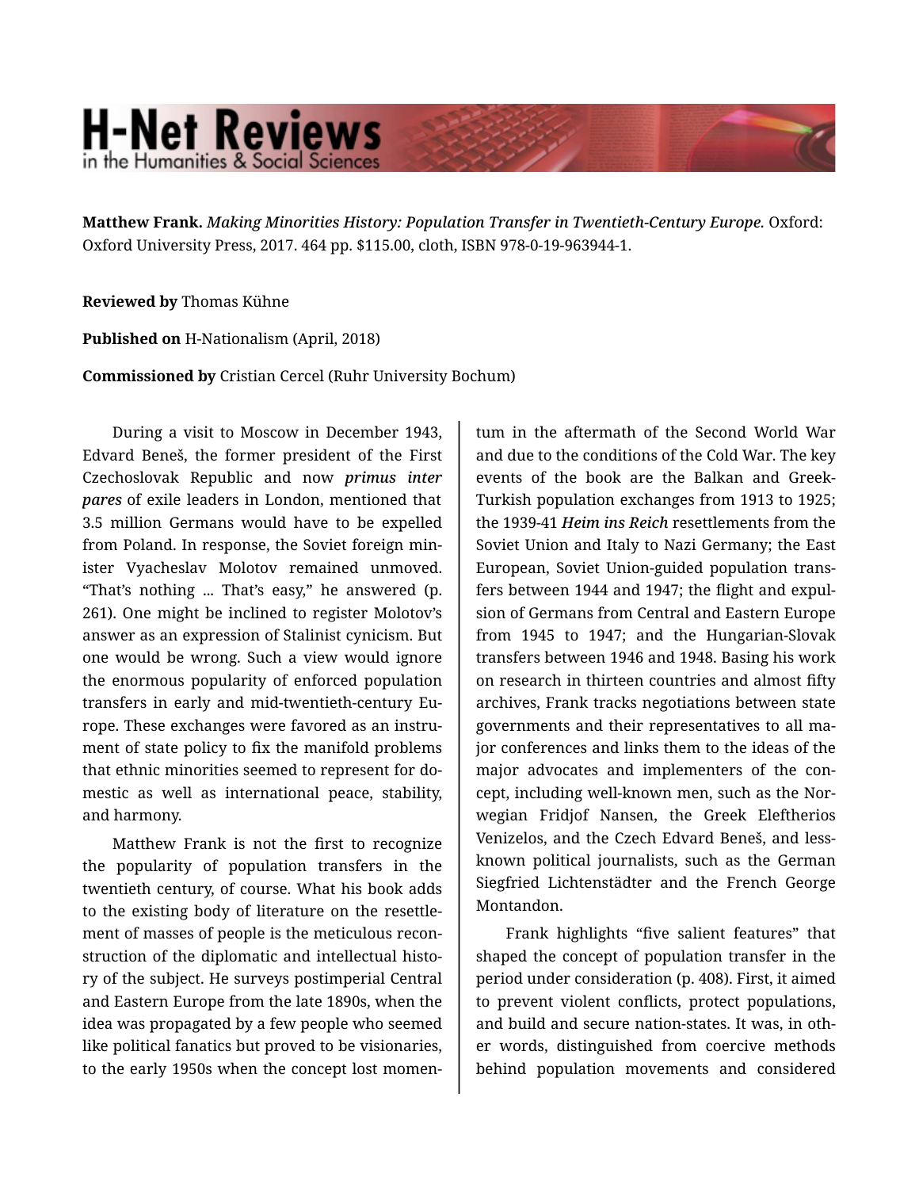**Matthew Frank.** *Making Minorities History: Population Transfer in Twentieth-Century Europe.* Oxford: Oxford University Press, 2017. 464 pp. $115.00, cloth, ISBN 978-0-19-963944-1.

**Reviewed by** Thomas Kühne

**Published on** H-Nationalism (April, 2018)

**Commissioned by** Cristian Cercel (Ruhr University Bochum)

During a visit to Moscow in December 1943, Edvard Beneš, the former president of the First Czechoslovak Republic and now ***primus inter pares*** of exile leaders in London, mentioned that 3.5 million Germans would have to be expelled from Poland. In response, the Soviet foreign minister Vyacheslav Molotov remained unmoved. "That's nothing ... That's easy," he answered (p. 261). One might be inclined to register Molotov's answer as an expression of Stalinist cynicism. But one would be wrong. Such a view would ignore the enormous popularity of enforced population transfers in early and mid-twentieth-century Europe. These exchanges were favored as an instrument of state policy to fix the manifold problems that ethnic minorities seemed to represent for domestic as well as international peace, stability, and harmony.

Matthew Frank is not the first to recognize the popularity of population transfers in the twentieth century, of course. What his book adds to the existing body of literature on the resettlement of masses of people is the meticulous reconstruction of the diplomatic and intellectual history of the subject. He surveys postimperial Central and Eastern Europe from the late 1890s, when the idea was propagated by a few people who seemed like political fanatics but proved to be visionaries, to the early 1950s when the concept lost momentum in the aftermath of the Second World War and due to the conditions of the Cold War. The key events of the book are the Balkan and Greek-Turkish population exchanges from 1913 to 1925; the 1939-41 ***Heim ins Reich*** resettlements from the Soviet Union and Italy to Nazi Germany; the East European, Soviet Union-guided population transfers between 1944 and 1947; the flight and expulsion of Germans from Central and Eastern Europe from 1945 to 1947; and the Hungarian-Slovak transfers between 1946 and 1948. Basing his work on research in thirteen countries and almost fifty archives, Frank tracks negotiations between state governments and their representatives to all major conferences and links them to the ideas of the major advocates and implementers of the concept, including well-known men, such as the Norwegian Fridjof Nansen, the Greek Eleftherios Venizelos, and the Czech Edvard Beneš, and less-known political journalists, such as the German Siegfried Lichtenstädter and the French George Montandon.

Frank highlights "five salient features" that shaped the concept of population transfer in the period under consideration (p. 408). First, it aimed to prevent violent conflicts, protect populations, and build and secure nation-states. It was, in other words, distinguished from coercive methods behind population movements and considered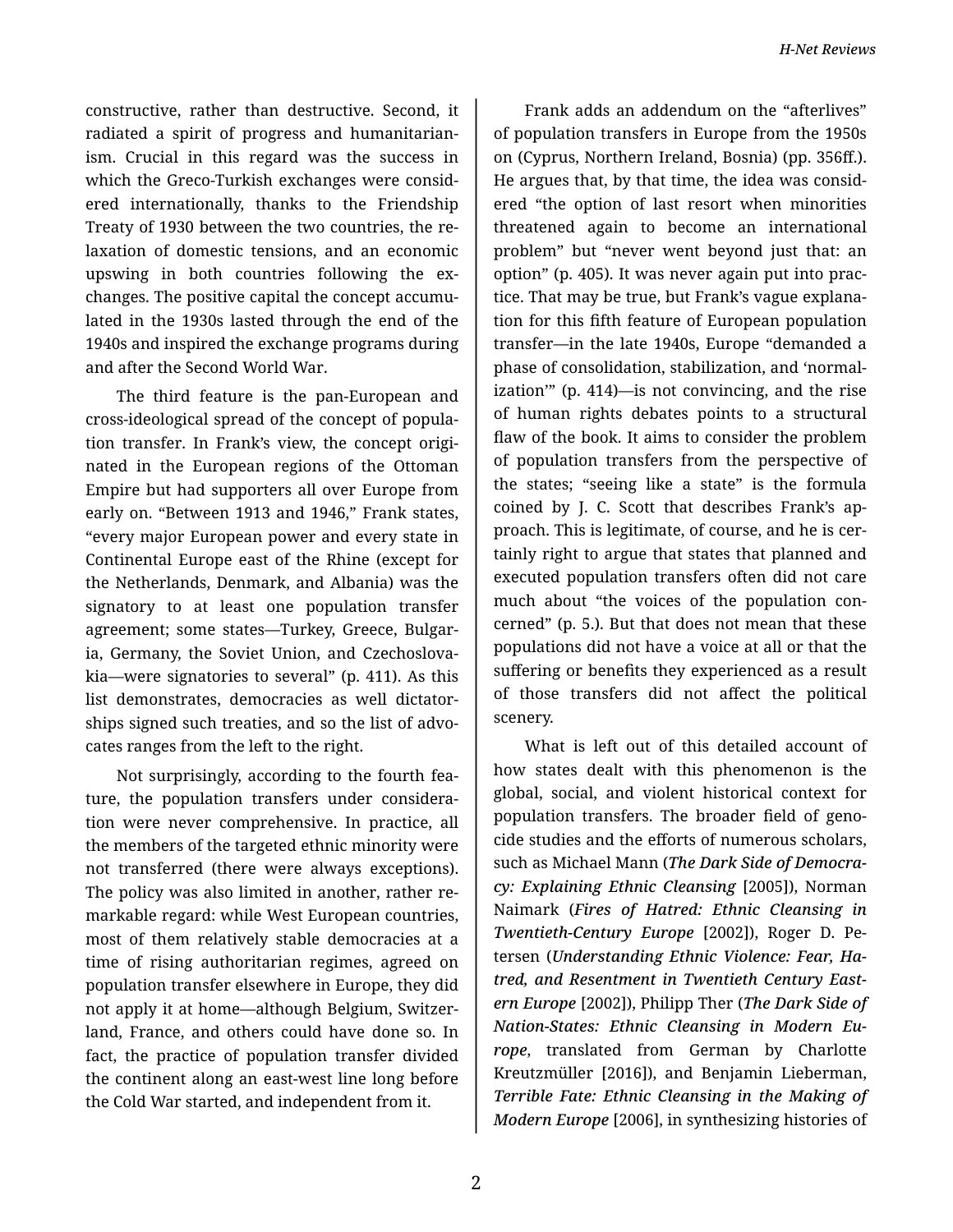constructive, rather than destructive. Second, it radiated a spirit of progress and humanitarianism. Crucial in this regard was the success in which the Greco-Turkish exchanges were considered internationally, thanks to the Friendship Treaty of 1930 between the two countries, the relaxation of domestic tensions, and an economic upswing in both countries following the exchanges. The positive capital the concept accumulated in the 1930s lasted through the end of the 1940s and inspired the exchange programs during and after the Second World War.

The third feature is the pan-European and cross-ideological spread of the concept of population transfer. In Frank's view, the concept originated in the European regions of the Ottoman Empire but had supporters all over Europe from early on. "Between 1913 and 1946," Frank states, "every major European power and every state in Continental Europe east of the Rhine (except for the Netherlands, Denmark, and Albania) was the signatory to at least one population transfer agreement; some states—Turkey, Greece, Bulgaria, Germany, the Soviet Union, and Czechoslovakia—were signatories to several" (p. 411). As this list demonstrates, democracies as well dictatorships signed such treaties, and so the list of advocates ranges from the left to the right.

Not surprisingly, according to the fourth feature, the population transfers under consideration were never comprehensive. In practice, all the members of the targeted ethnic minority were not transferred (there were always exceptions). The policy was also limited in another, rather remarkable regard: while West European countries, most of them relatively stable democracies at a time of rising authoritarian regimes, agreed on population transfer elsewhere in Europe, they did not apply it at home—although Belgium, Switzerland, France, and others could have done so. In fact, the practice of population transfer divided the continent along an east-west line long before the Cold War started, and independent from it.

Frank adds an addendum on the "afterlives" of population transfers in Europe from the 1950s on (Cyprus, Northern Ireland, Bosnia) (pp. 356ff.). He argues that, by that time, the idea was considered "the option of last resort when minorities threatened again to become an international problem" but "never went beyond just that: an option" (p. 405). It was never again put into practice. That may be true, but Frank's vague explanation for this fifth feature of European population transfer—in the late 1940s, Europe "demanded a phase of consolidation, stabilization, and 'normalization'" (p. 414)—is not convincing, and the rise of human rights debates points to a structural flaw of the book. It aims to consider the problem of population transfers from the perspective of the states; "seeing like a state" is the formula coined by J. C. Scott that describes Frank's approach. This is legitimate, of course, and he is certainly right to argue that states that planned and executed population transfers often did not care much about "the voices of the population concerned" (p. 5.). But that does not mean that these populations did not have a voice at all or that the suffering or benefits they experienced as a result of those transfers did not affect the political scenery.

What is left out of this detailed account of how states dealt with this phenomenon is the global, social, and violent historical context for population transfers. The broader field of genocide studies and the efforts of numerous scholars, such as Michael Mann (***The Dark Side of Democracy: Explaining Ethnic Cleansing*** [2005]), Norman Naimark (***Fires of Hatred: Ethnic Cleansing in Twentieth-Century Europe*** [2002]), Roger D. Petersen (***Understanding Ethnic Violence: Fear, Hatred, and Resentment in Twentieth Century Eastern Europe*** [2002]), Philipp Ther (***The Dark Side of Nation-States: Ethnic Cleansing in Modern Europe***, translated from German by Charlotte Kreutzmüller [2016]), and Benjamin Lieberman, ***Terrible Fate: Ethnic Cleansing in the Making of Modern Europe*** [2006], in synthesizing histories of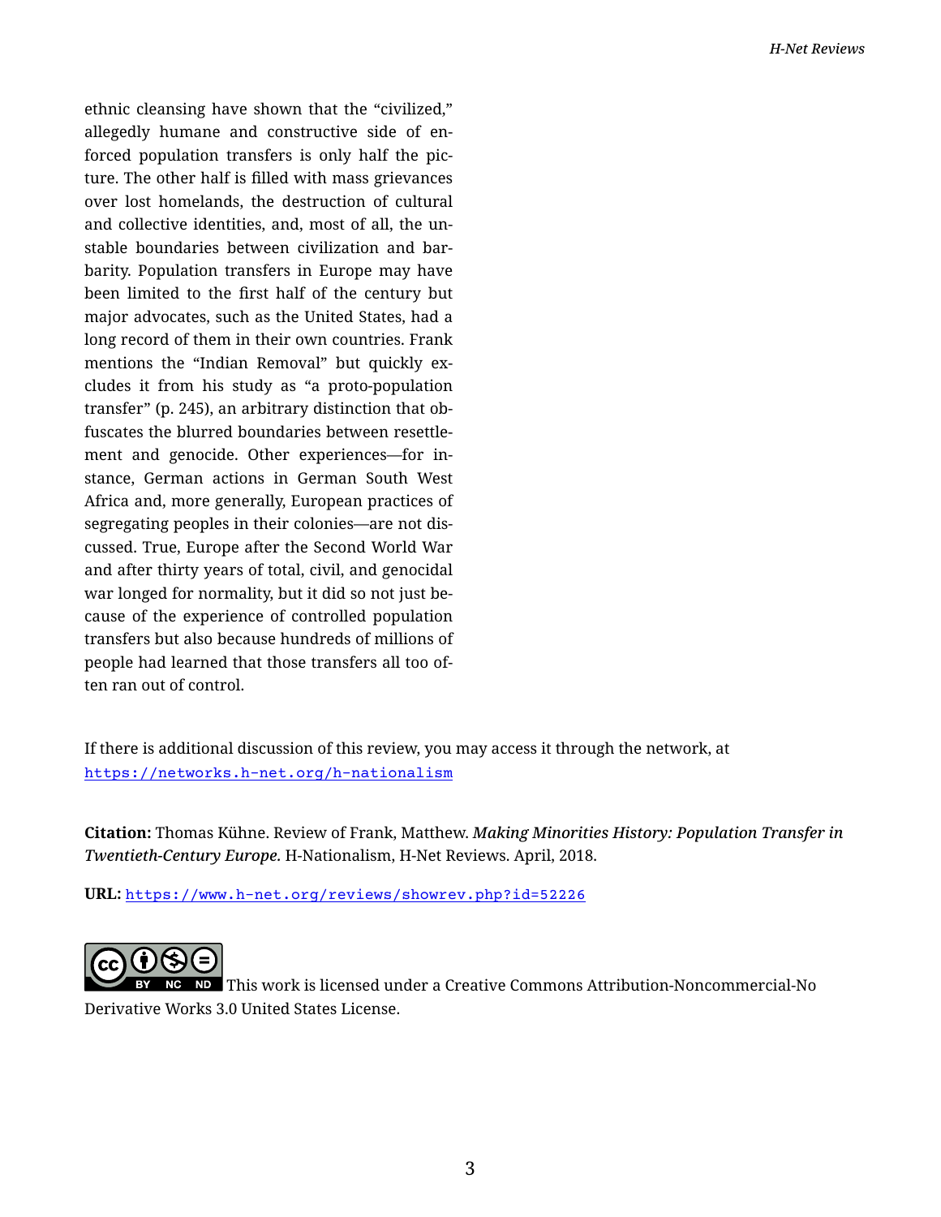ethnic cleansing have shown that the "civilized," allegedly humane and constructive side of enforced population transfers is only half the picture. The other half is filled with mass grievances over lost homelands, the destruction of cultural and collective identities, and, most of all, the unstable boundaries between civilization and barbarity. Population transfers in Europe may have been limited to the first half of the century but major advocates, such as the United States, had a long record of them in their own countries. Frank mentions the "Indian Removal" but quickly excludes it from his study as "a proto-population transfer" (p. 245), an arbitrary distinction that obfuscates the blurred boundaries between resettlement and genocide. Other experiences—for instance, German actions in German South West Africa and, more generally, European practices of segregating peoples in their colonies—are not discussed. True, Europe after the Second World War and after thirty years of total, civil, and genocidal war longed for normality, but it did so not just because of the experience of controlled population transfers but also because hundreds of millions of people had learned that those transfers all too often ran out of control.

If there is additional discussion of this review, you may access it through the network, at https://networks.h-net.org/h-nationalism

**Citation:** Thomas Kühne. Review of Frank, Matthew. *Making Minorities History: Population Transfer in Twentieth-Century Europe.* H-Nationalism, H-Net Reviews. April, 2018.

**URL:** https://www.h-net.org/reviews/showrev.php?id=52226

This work is licensed under a Creative Commons Attribution-Noncommercial-No Derivative Works 3.0 United States License.